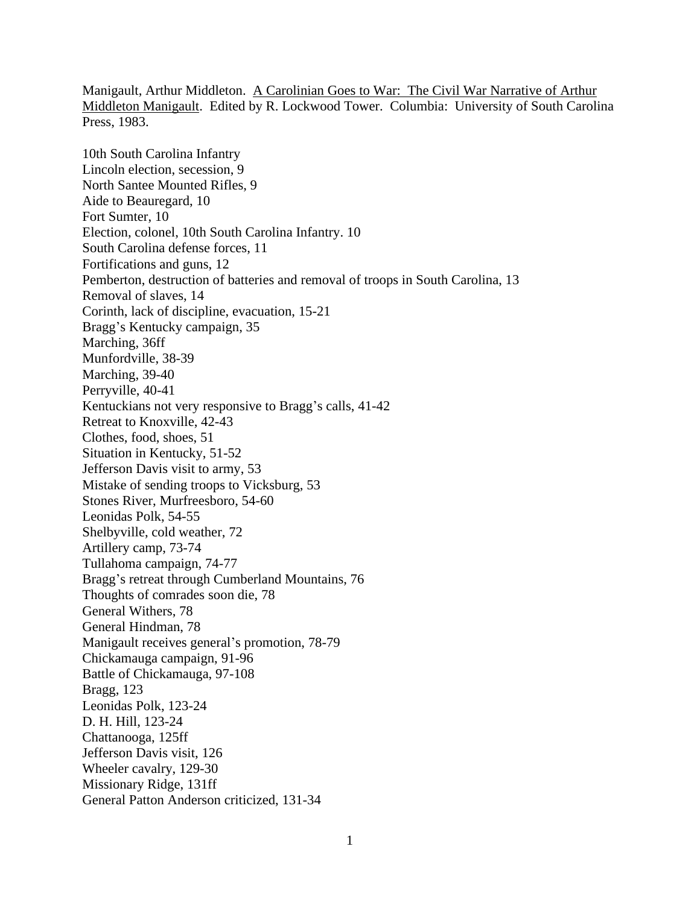Manigault, Arthur Middleton. <u>A Carolinian Goes to War: The Civil War Narrative of Arthur Middleton Manigault</u>. Edited by R. Lockwood Tower. Columbia: University of South Carolina Press, 1983.

10th South Carolina Infantry
Lincoln election, secession, 9
North Santee Mounted Rifles, 9
Aide to Beauregard, 10
Fort Sumter, 10
Election, colonel, 10th South Carolina Infantry. 10
South Carolina defense forces, 11
Fortifications and guns, 12
Pemberton, destruction of batteries and removal of troops in South Carolina, 13
Removal of slaves, 14
Corinth, lack of discipline, evacuation, 15-21
Bragg's Kentucky campaign, 35
Marching, 36ff
Munfordville, 38-39
Marching, 39-40
Perryville, 40-41
Kentuckians not very responsive to Bragg's calls, 41-42
Retreat to Knoxville, 42-43
Clothes, food, shoes, 51
Situation in Kentucky, 51-52
Jefferson Davis visit to army, 53
Mistake of sending troops to Vicksburg, 53
Stones River, Murfreesboro, 54-60
Leonidas Polk, 54-55
Shelbyville, cold weather, 72
Artillery camp, 73-74
Tullahoma campaign, 74-77
Bragg's retreat through Cumberland Mountains, 76
Thoughts of comrades soon die, 78
General Withers, 78
General Hindman, 78
Manigault receives general's promotion, 78-79
Chickamauga campaign, 91-96
Battle of Chickamauga, 97-108
Bragg, 123
Leonidas Polk, 123-24
D. H. Hill, 123-24
Chattanooga, 125ff
Jefferson Davis visit, 126
Wheeler cavalry, 129-30
Missionary Ridge, 131ff
General Patton Anderson criticized, 131-34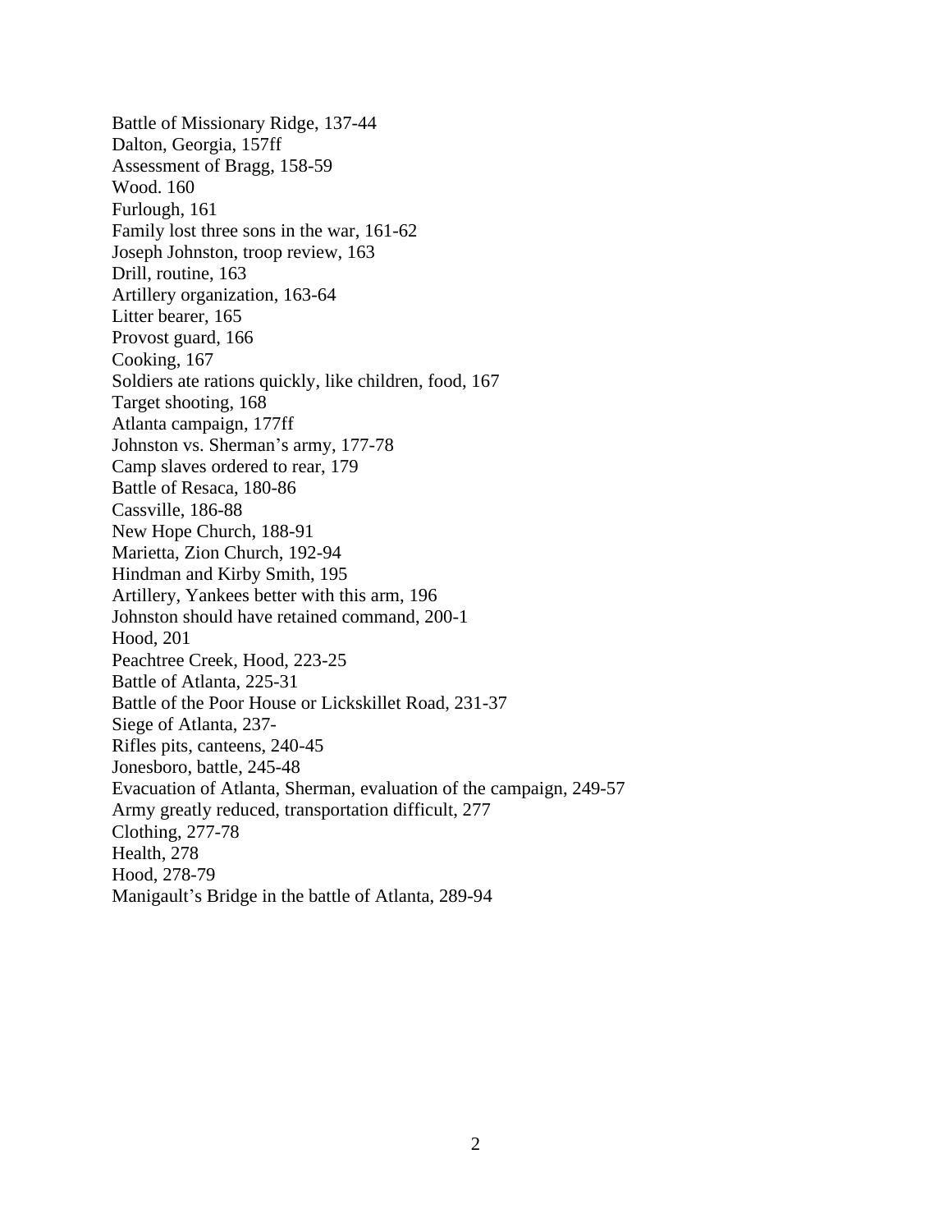Battle of Missionary Ridge, 137-44
Dalton, Georgia, 157ff
Assessment of Bragg, 158-59
Wood. 160
Furlough, 161
Family lost three sons in the war, 161-62
Joseph Johnston, troop review, 163
Drill, routine, 163
Artillery organization, 163-64
Litter bearer, 165
Provost guard, 166
Cooking, 167
Soldiers ate rations quickly, like children, food, 167
Target shooting, 168
Atlanta campaign, 177ff
Johnston vs. Sherman's army, 177-78
Camp slaves ordered to rear, 179
Battle of Resaca, 180-86
Cassville, 186-88
New Hope Church, 188-91
Marietta, Zion Church, 192-94
Hindman and Kirby Smith, 195
Artillery, Yankees better with this arm, 196
Johnston should have retained command, 200-1
Hood, 201
Peachtree Creek, Hood, 223-25
Battle of Atlanta, 225-31
Battle of the Poor House or Lickskillet Road, 231-37
Siege of Atlanta, 237-
Rifles pits, canteens, 240-45
Jonesboro, battle, 245-48
Evacuation of Atlanta, Sherman, evaluation of the campaign, 249-57
Army greatly reduced, transportation difficult, 277
Clothing, 277-78
Health, 278
Hood, 278-79
Manigault's Bridge in the battle of Atlanta, 289-94